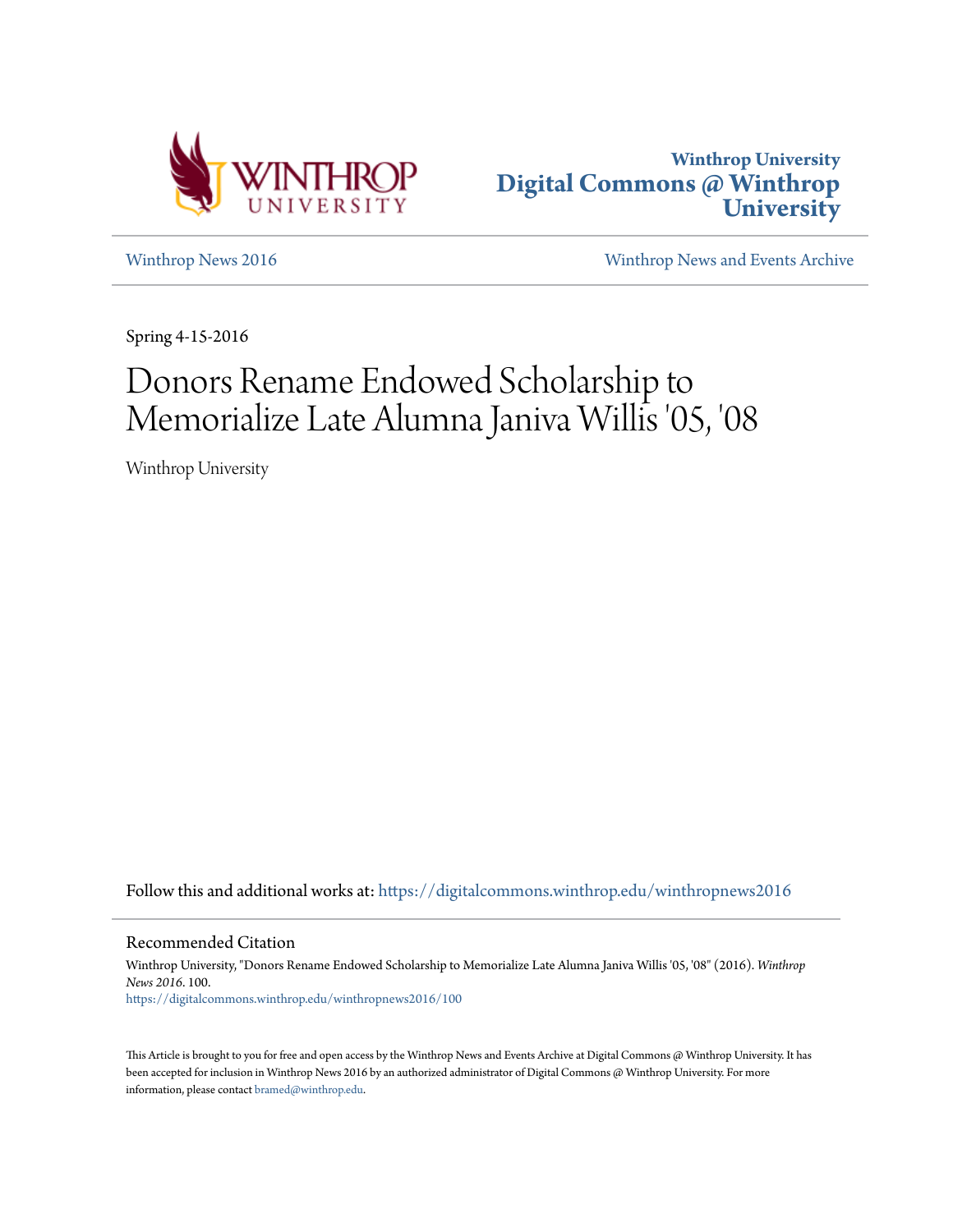Winthrop University
**Digital Commons @ Winthrop University**

Winthrop News 2016 | Winthrop News and Events Archive

Spring 4-15-2016

# Donors Rename Endowed Scholarship to Memorialize Late Alumna Janiva Willis '05, '08

Winthrop University

Follow this and additional works at: https://digitalcommons.winthrop.edu/winthropnews2016

## Recommended Citation

Winthrop University, "Donors Rename Endowed Scholarship to Memorialize Late Alumna Janiva Willis '05, '08" (2016). *Winthrop News 2016*. 100.
https://digitalcommons.winthrop.edu/winthropnews2016/100

This Article is brought to you for free and open access by the Winthrop News and Events Archive at Digital Commons @ Winthrop University. It has been accepted for inclusion in Winthrop News 2016 by an authorized administrator of Digital Commons @ Winthrop University. For more information, please contact bramed@winthrop.edu.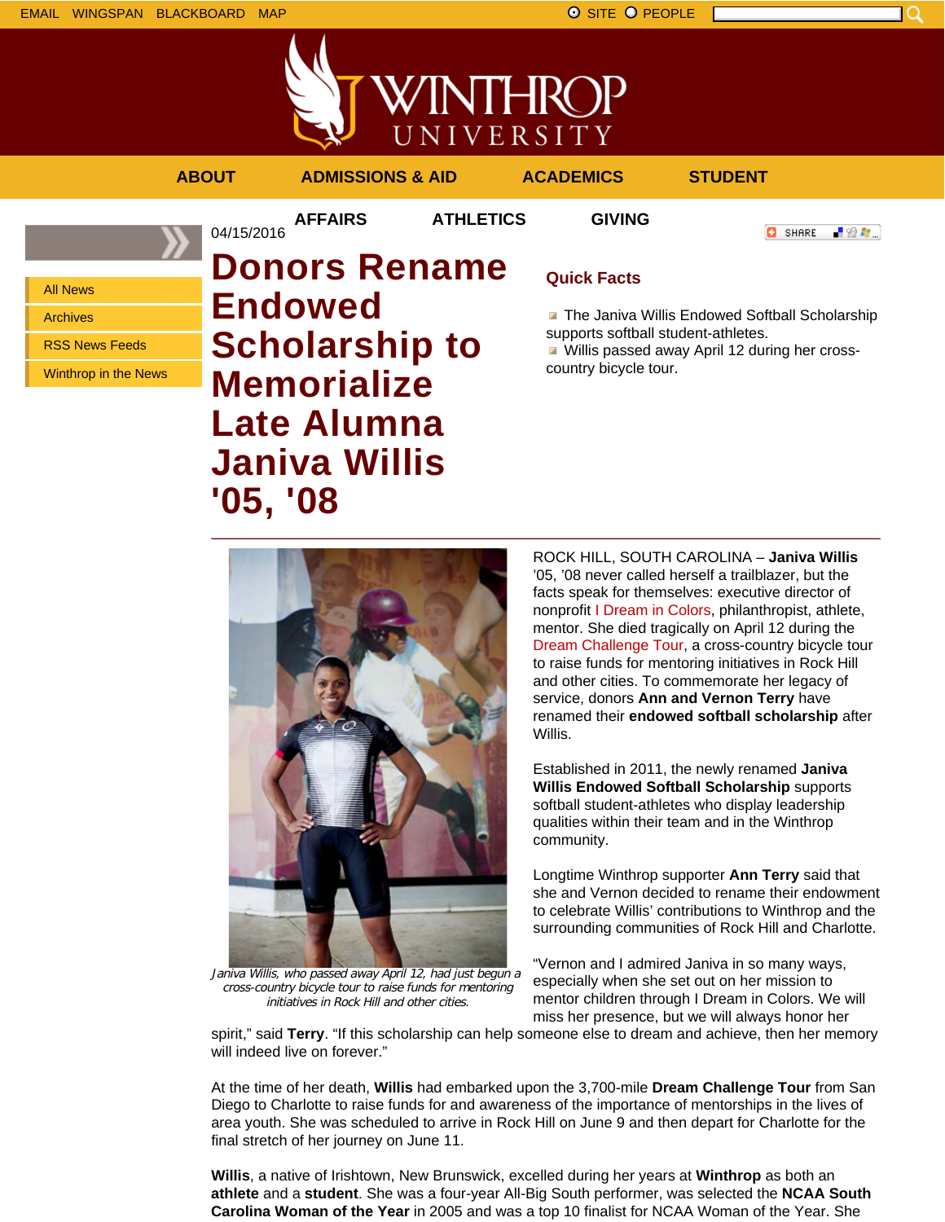EMAIL WINGSPAN BLACKBOARD MAP

SITE PEOPLE

ABOUT ADMISSIONS & AID ACADEMICS STUDENT AFFAIRS ATHLETICS GIVING

- All News
- Archives
- RSS News Feeds
- Winthrop in the News

04/15/2016

# Donors Rename Endowed Scholarship to Memorialize Late Alumna Janiva Willis '05, '08

## Quick Facts

- The Janiva Willis Endowed Softball Scholarship supports softball student-athletes.
- Willis passed away April 12 during her cross-country bicycle tour.

*Janiva Willis, who passed away April 12, had just begun a cross-country bicycle tour to raise funds for mentoring initiatives in Rock Hill and other cities.*

ROCK HILL, SOUTH CAROLINA – **Janiva Willis** '05, '08 never called herself a trailblazer, but the facts speak for themselves: executive director of nonprofit I Dream in Colors, philanthropist, athlete, mentor. She died tragically on April 12 during the Dream Challenge Tour, a cross-country bicycle tour to raise funds for mentoring initiatives in Rock Hill and other cities. To commemorate her legacy of service, donors **Ann and Vernon Terry** have renamed their **endowed softball scholarship** after Willis.

Established in 2011, the newly renamed **Janiva Willis Endowed Softball Scholarship** supports softball student-athletes who display leadership qualities within their team and in the Winthrop community.

Longtime Winthrop supporter **Ann Terry** said that she and Vernon decided to rename their endowment to celebrate Willis' contributions to Winthrop and the surrounding communities of Rock Hill and Charlotte.

"Vernon and I admired Janiva in so many ways, especially when she set out on her mission to mentor children through I Dream in Colors. We will miss her presence, but we will always honor her spirit," said **Terry**. "If this scholarship can help someone else to dream and achieve, then her memory will indeed live on forever."

At the time of her death, **Willis** had embarked upon the 3,700-mile **Dream Challenge Tour** from San Diego to Charlotte to raise funds for and awareness of the importance of mentorships in the lives of area youth. She was scheduled to arrive in Rock Hill on June 9 and then depart for Charlotte for the final stretch of her journey on June 11.

**Willis**, a native of Irishtown, New Brunswick, excelled during her years at **Winthrop** as both an **athlete** and a **student**. She was a four-year All-Big South performer, was selected the **NCAA South Carolina Woman of the Year** in 2005 and was a top 10 finalist for NCAA Woman of the Year. She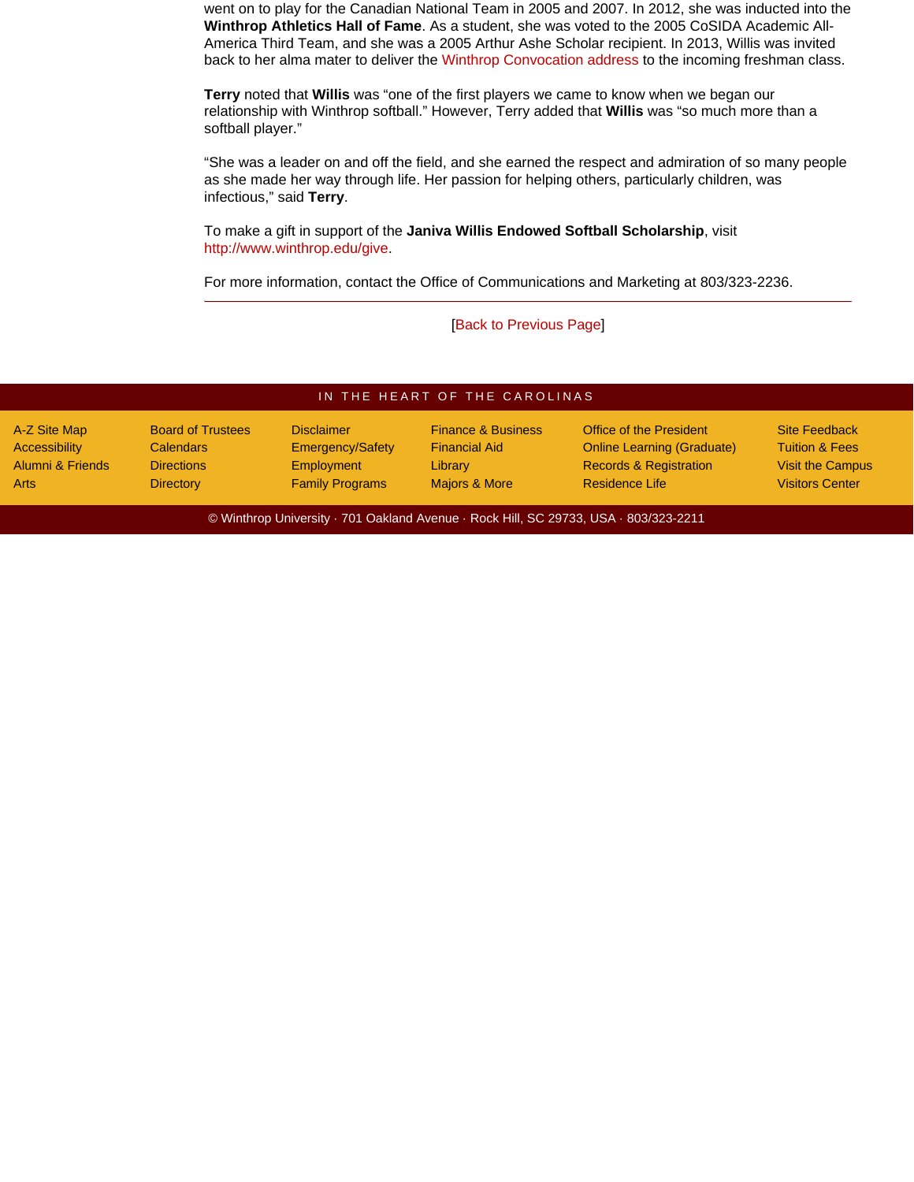went on to play for the Canadian National Team in 2005 and 2007. In 2012, she was inducted into the **Winthrop Athletics Hall of Fame**. As a student, she was voted to the 2005 CoSIDA Academic All-America Third Team, and she was a 2005 Arthur Ashe Scholar recipient. In 2013, Willis was invited back to her alma mater to deliver the Winthrop Convocation address to the incoming freshman class.

**Terry** noted that **Willis** was “one of the first players we came to know when we began our relationship with Winthrop softball.” However, Terry added that **Willis** was “so much more than a softball player.”

“She was a leader on and off the field, and she earned the respect and admiration of so many people as she made her way through life. Her passion for helping others, particularly children, was infectious,” said **Terry**.

To make a gift in support of the **Janiva Willis Endowed Softball Scholarship**, visit http://www.winthrop.edu/give.

For more information, contact the Office of Communications and Marketing at 803/323-2236.

---

[Back to Previous Page]

IN THE HEART OF THE CAROLINAS

| | | | | | |
|---|---|---|---|---|---|
| A-Z Site Map | Board of Trustees | Disclaimer | Finance & Business | Office of the President | Site Feedback |
| Accessibility | Calendars | Emergency/Safety | Financial Aid | Online Learning (Graduate) | Tuition & Fees |
| Alumni & Friends | Directions | Employment | Library | Records & Registration | Visit the Campus |
| Arts | Directory | Family Programs | Majors & More | Residence Life | Visitors Center |

© Winthrop University · 701 Oakland Avenue · Rock Hill, SC 29733, USA · 803/323-2211